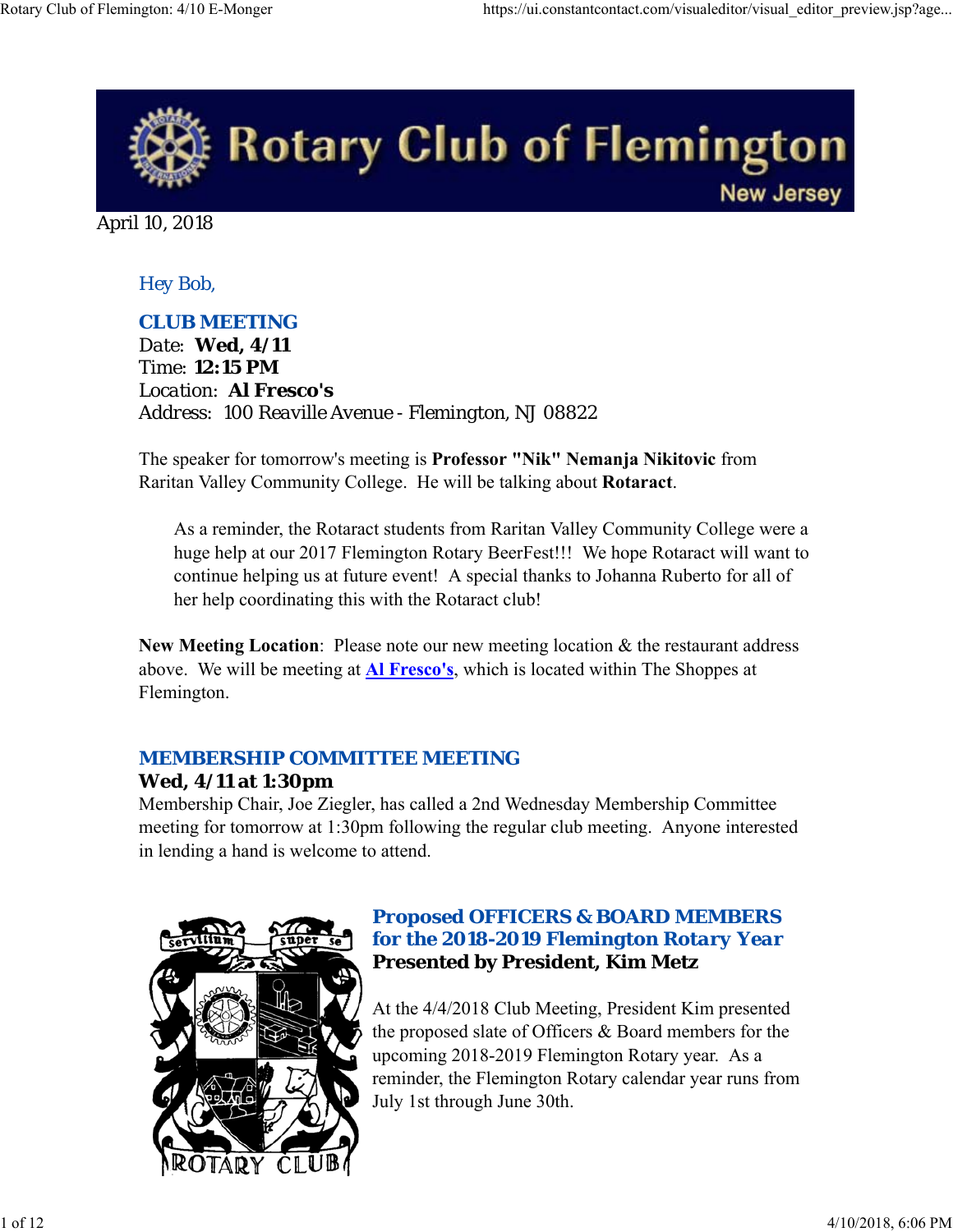# Rotary Club of Flemington

New Jersey

April 10, 2018

Hey Bob,

## CLUB MEETING

Date: **Wed, 4/11**
Time: **12:15 PM**
Location: **Al Fresco's**
Address: 100 Reaville Avenue - Flemington, NJ 08822

The speaker for tomorrow's meeting is **Professor "Nik" Nemanja Nikitovic** from Raritan Valley Community College. He will be talking about **Rotaract**.

> As a reminder, the Rotaract students from Raritan Valley Community College were a huge help at our 2017 Flemington Rotary BeerFest!!! We hope Rotaract will want to continue helping us at future event! A special thanks to Johanna Ruberto for all of her help coordinating this with the Rotaract club!

**New Meeting Location**: Please note our new meeting location & the restaurant address above. We will be meeting at **Al Fresco's**, which is located within The Shoppes at Flemington.

## MEMBERSHIP COMMITTEE MEETING

**Wed, 4/11 at 1:30pm**

Membership Chair, Joe Ziegler, has called a 2nd Wednesday Membership Committee meeting for tomorrow at 1:30pm following the regular club meeting. Anyone interested in lending a hand is welcome to attend.

## Proposed OFFICERS & BOARD MEMBERS for the 2018-2019 Flemington Rotary Year

**Presented by President, Kim Metz**

At the 4/4/2018 Club Meeting, President Kim presented the proposed slate of Officers & Board members for the upcoming 2018-2019 Flemington Rotary year. As a reminder, the Flemington Rotary calendar year runs from July 1st through June 30th.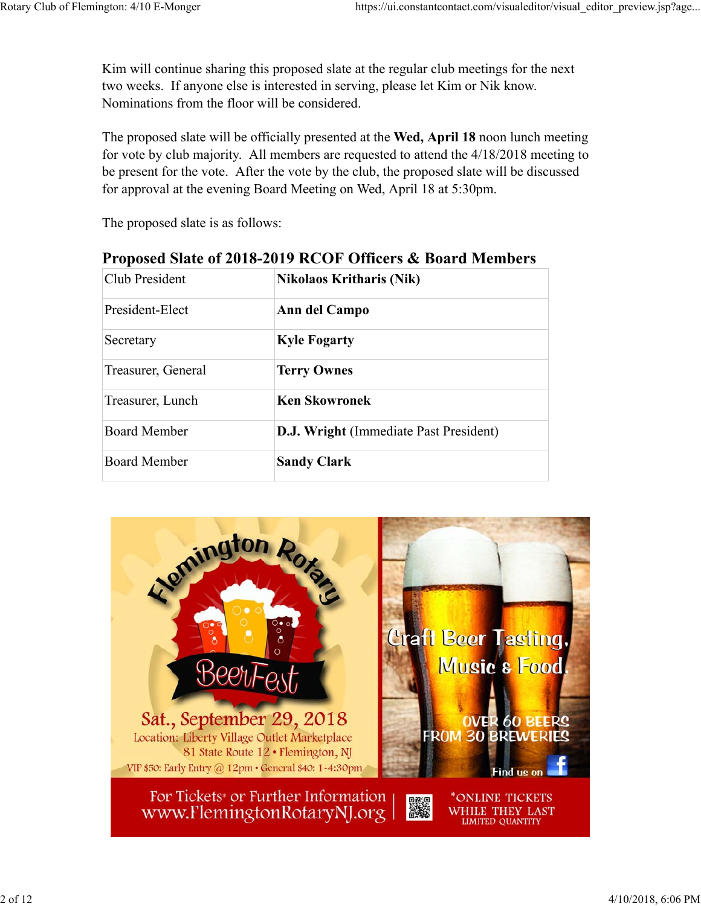Kim will continue sharing this proposed slate at the regular club meetings for the next two weeks. If anyone else is interested in serving, please let Kim or Nik know. Nominations from the floor will be considered.

The proposed slate will be officially presented at the **Wed, April 18** noon lunch meeting for vote by club majority. All members are requested to attend the 4/18/2018 meeting to be present for the vote. After the vote by the club, the proposed slate will be discussed for approval at the evening Board Meeting on Wed, April 18 at 5:30pm.

The proposed slate is as follows:

### Proposed Slate of 2018-2019 RCOF Officers & Board Members

| | |
|---|---|
| Club President | **Nikolaos Kritharis (Nik)** |
| President-Elect | **Ann del Campo** |
| Secretary | **Kyle Fogarty** |
| Treasurer, General | **Terry Ownes** |
| Treasurer, Lunch | **Ken Skowronek** |
| Board Member | **D.J. Wright** (Immediate Past President) |
| Board Member | **Sandy Clark** |

Flemington Rotary BeerFest

Sat., September 29, 2018

Location: Liberty Village Outlet Marketplace
81 State Route 12 • Flemington, NJ

VIP $50: Early Entry @ 12pm • General $40: 1-4:30pm

Craft Beer Tasting, Music & Food.

OVER 60 BEERS FROM 30 BREWERIES

Find us on Facebook

For Tickets* or Further Information
www.FlemingtonRotaryNJ.org

*ONLINE TICKETS WHILE THEY LAST
LIMITED QUANTITY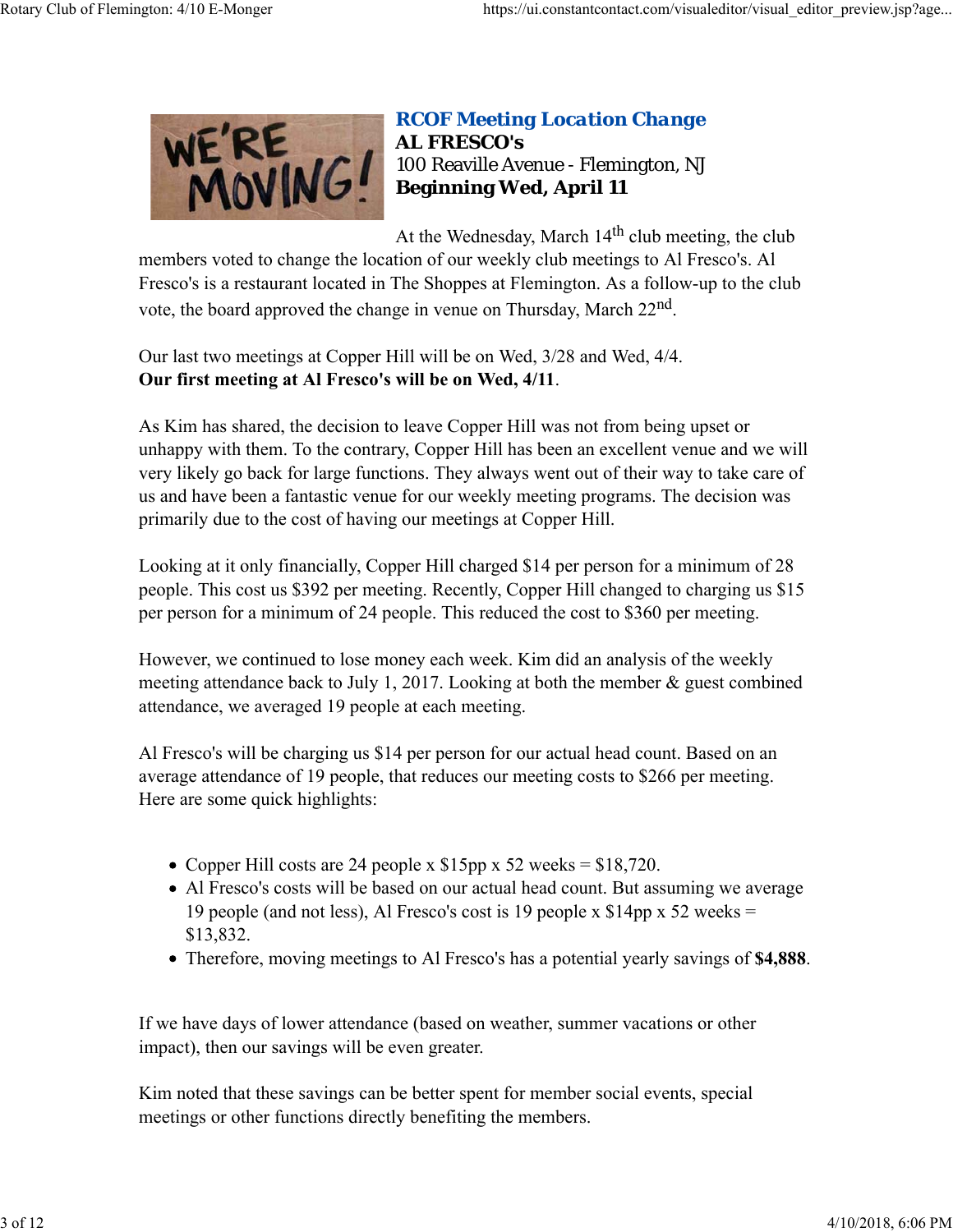## RCOF Meeting Location Change

**AL FRESCO's**
100 Reaville Avenue - Flemington, NJ
**Beginning Wed, April 11**

At the Wednesday, March 14th club meeting, the club members voted to change the location of our weekly club meetings to Al Fresco's. Al Fresco's is a restaurant located in The Shoppes at Flemington. As a follow-up to the club vote, the board approved the change in venue on Thursday, March 22nd.

Our last two meetings at Copper Hill will be on Wed, 3/28 and Wed, 4/4.
**Our first meeting at Al Fresco's will be on Wed, 4/11**.

As Kim has shared, the decision to leave Copper Hill was not from being upset or unhappy with them. To the contrary, Copper Hill has been an excellent venue and we will very likely go back for large functions. They always went out of their way to take care of us and have been a fantastic venue for our weekly meeting programs. The decision was primarily due to the cost of having our meetings at Copper Hill.

Looking at it only financially, Copper Hill charged $14 per person for a minimum of 28 people. This cost us $392 per meeting. Recently, Copper Hill changed to charging us $15 per person for a minimum of 24 people. This reduced the cost to $360 per meeting.

However, we continued to lose money each week. Kim did an analysis of the weekly meeting attendance back to July 1, 2017. Looking at both the member & guest combined attendance, we averaged 19 people at each meeting.

Al Fresco's will be charging us $14 per person for our actual head count. Based on an average attendance of 19 people, that reduces our meeting costs to $266 per meeting. Here are some quick highlights:

- Copper Hill costs are 24 people x $15pp x 52 weeks = $18,720.
- Al Fresco's costs will be based on our actual head count. But assuming we average 19 people (and not less), Al Fresco's cost is 19 people x $14pp x 52 weeks = $13,832.
- Therefore, moving meetings to Al Fresco's has a potential yearly savings of **$4,888**.

If we have days of lower attendance (based on weather, summer vacations or other impact), then our savings will be even greater.

Kim noted that these savings can be better spent for member social events, special meetings or other functions directly benefiting the members.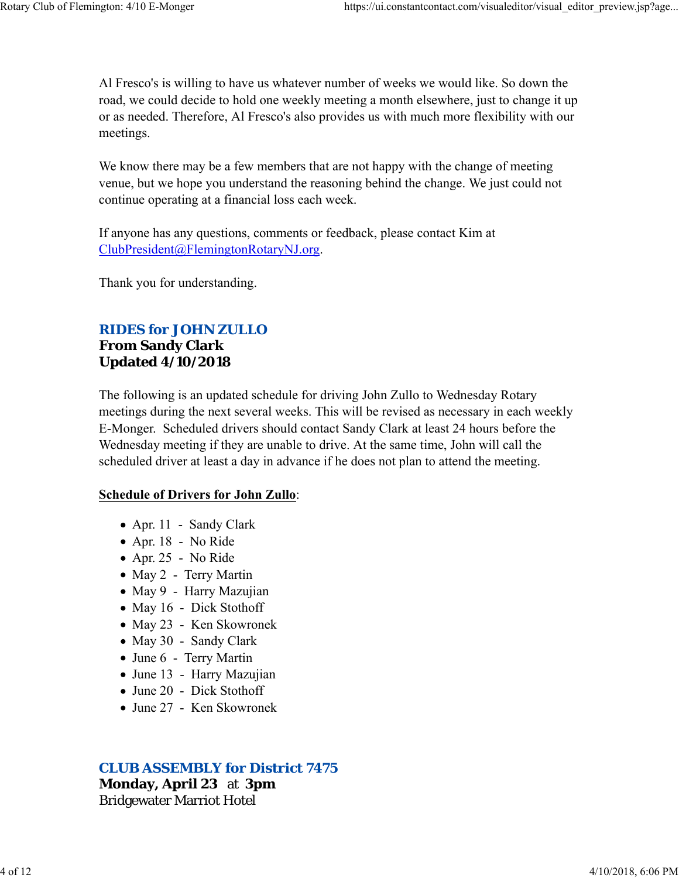Al Fresco's is willing to have us whatever number of weeks we would like. So down the road, we could decide to hold one weekly meeting a month elsewhere, just to change it up or as needed. Therefore, Al Fresco's also provides us with much more flexibility with our meetings.

We know there may be a few members that are not happy with the change of meeting venue, but we hope you understand the reasoning behind the change. We just could not continue operating at a financial loss each week.

If anyone has any questions, comments or feedback, please contact Kim at ClubPresident@FlemingtonRotaryNJ.org.

Thank you for understanding.

## RIDES for JOHN ZULLO

**From Sandy Clark**
**Updated 4/10/2018**

The following is an updated schedule for driving John Zullo to Wednesday Rotary meetings during the next several weeks. This will be revised as necessary in each weekly E-Monger. Scheduled drivers should contact Sandy Clark at least 24 hours before the Wednesday meeting if they are unable to drive. At the same time, John will call the scheduled driver at least a day in advance if he does not plan to attend the meeting.

**Schedule of Drivers for John Zullo**:

- Apr. 11 - Sandy Clark
- Apr. 18 - No Ride
- Apr. 25 - No Ride
- May 2 - Terry Martin
- May 9 - Harry Mazujian
- May 16 - Dick Stothoff
- May 23 - Ken Skowronek
- May 30 - Sandy Clark
- June 6 - Terry Martin
- June 13 - Harry Mazujian
- June 20 - Dick Stothoff
- June 27 - Ken Skowronek

## CLUB ASSEMBLY for District 7475

**Monday, April 23** at **3pm**
Bridgewater Marriot Hotel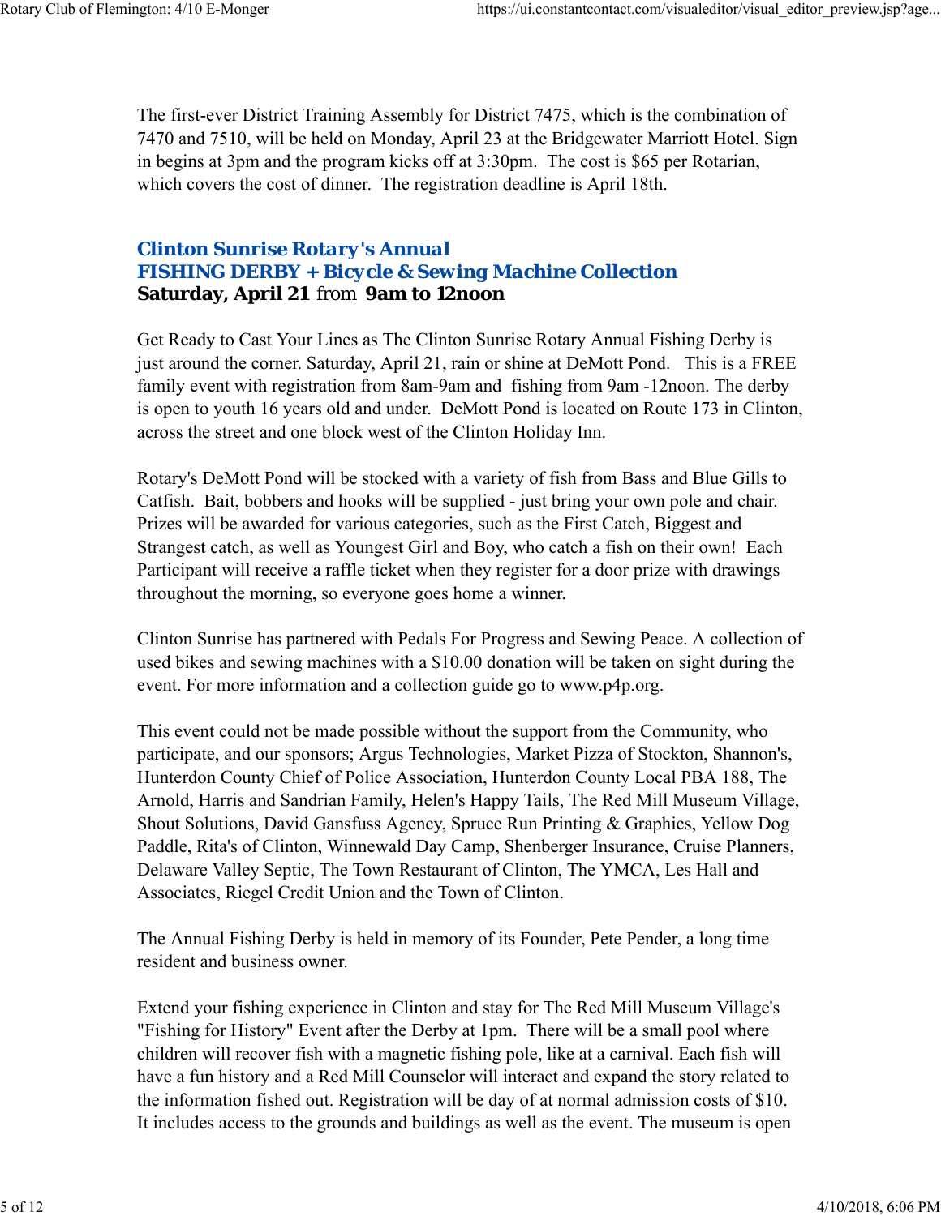The first-ever District Training Assembly for District 7475, which is the combination of 7470 and 7510, will be held on Monday, April 23 at the Bridgewater Marriott Hotel. Sign in begins at 3pm and the program kicks off at 3:30pm. The cost is $65 per Rotarian, which covers the cost of dinner. The registration deadline is April 18th.

### Clinton Sunrise Rotary's Annual
### FISHING DERBY + Bicycle & Sewing Machine Collection

**Saturday, April 21** from **9am to 12noon**

Get Ready to Cast Your Lines as The Clinton Sunrise Rotary Annual Fishing Derby is just around the corner. Saturday, April 21, rain or shine at DeMott Pond. This is a FREE family event with registration from 8am-9am and fishing from 9am -12noon. The derby is open to youth 16 years old and under. DeMott Pond is located on Route 173 in Clinton, across the street and one block west of the Clinton Holiday Inn.

Rotary's DeMott Pond will be stocked with a variety of fish from Bass and Blue Gills to Catfish. Bait, bobbers and hooks will be supplied - just bring your own pole and chair. Prizes will be awarded for various categories, such as the First Catch, Biggest and Strangest catch, as well as Youngest Girl and Boy, who catch a fish on their own! Each Participant will receive a raffle ticket when they register for a door prize with drawings throughout the morning, so everyone goes home a winner.

Clinton Sunrise has partnered with Pedals For Progress and Sewing Peace. A collection of used bikes and sewing machines with a $10.00 donation will be taken on sight during the event. For more information and a collection guide go to www.p4p.org.

This event could not be made possible without the support from the Community, who participate, and our sponsors; Argus Technologies, Market Pizza of Stockton, Shannon's, Hunterdon County Chief of Police Association, Hunterdon County Local PBA 188, The Arnold, Harris and Sandrian Family, Helen's Happy Tails, The Red Mill Museum Village, Shout Solutions, David Gansfuss Agency, Spruce Run Printing & Graphics, Yellow Dog Paddle, Rita's of Clinton, Winnewald Day Camp, Shenberger Insurance, Cruise Planners, Delaware Valley Septic, The Town Restaurant of Clinton, The YMCA, Les Hall and Associates, Riegel Credit Union and the Town of Clinton.

The Annual Fishing Derby is held in memory of its Founder, Pete Pender, a long time resident and business owner.

Extend your fishing experience in Clinton and stay for The Red Mill Museum Village's "Fishing for History" Event after the Derby at 1pm. There will be a small pool where children will recover fish with a magnetic fishing pole, like at a carnival. Each fish will have a fun history and a Red Mill Counselor will interact and expand the story related to the information fished out. Registration will be day of at normal admission costs of $10. It includes access to the grounds and buildings as well as the event. The museum is open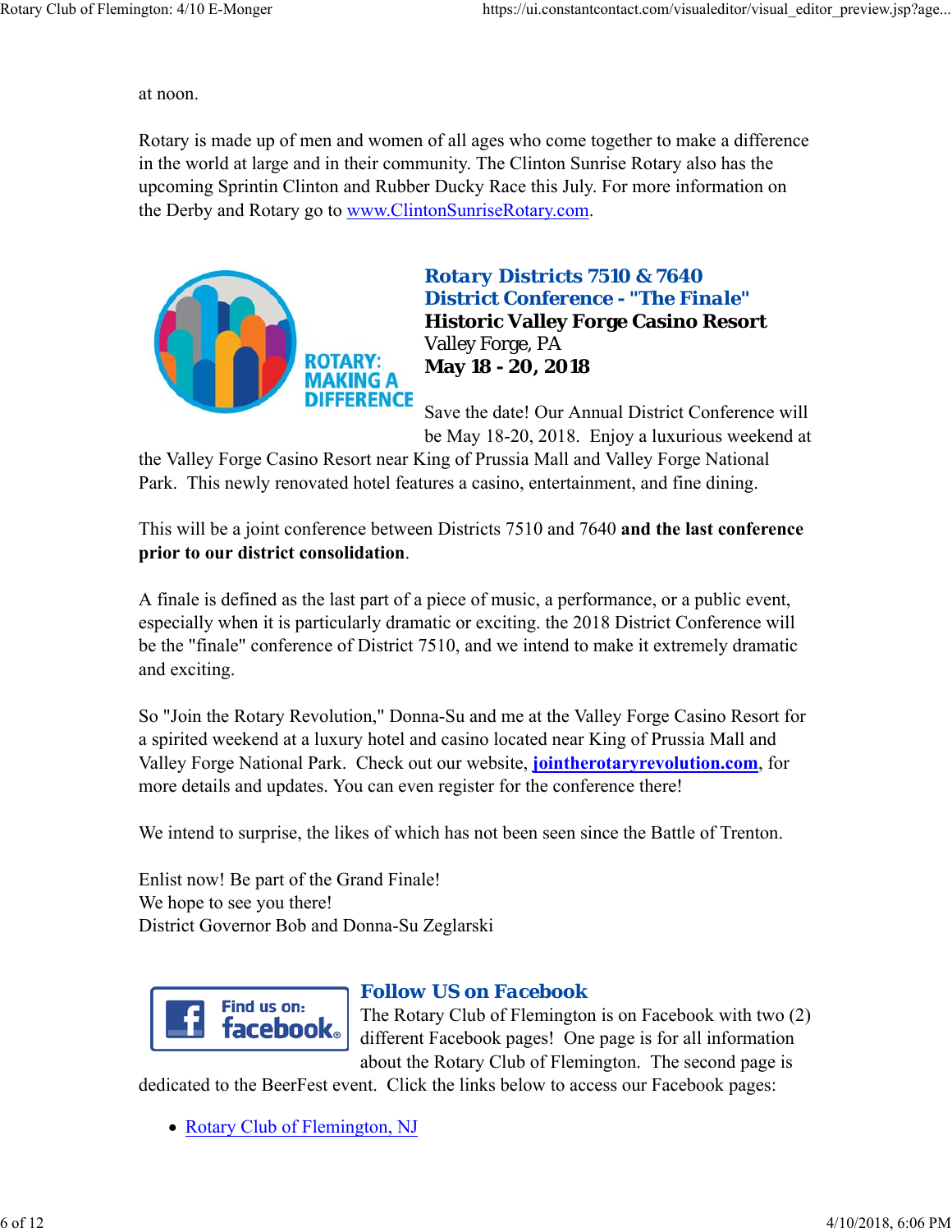at noon.

Rotary is made up of men and women of all ages who come together to make a difference in the world at large and in their community. The Clinton Sunrise Rotary also has the upcoming Sprintin Clinton and Rubber Ducky Race this July. For more information on the Derby and Rotary go to [www.ClintonSunriseRotary.com](www.ClintonSunriseRotary.com).

## Rotary Districts 7510 & 7640
## District Conference - "The Finale"

**Historic Valley Forge Casino Resort**
Valley Forge, PA
**May 18 - 20, 2018**

Save the date! Our Annual District Conference will be May 18-20, 2018. Enjoy a luxurious weekend at the Valley Forge Casino Resort near King of Prussia Mall and Valley Forge National Park. This newly renovated hotel features a casino, entertainment, and fine dining.

This will be a joint conference between Districts 7510 and 7640 **and the last conference prior to our district consolidation**.

A finale is defined as the last part of a piece of music, a performance, or a public event, especially when it is particularly dramatic or exciting. the 2018 District Conference will be the "finale" conference of District 7510, and we intend to make it extremely dramatic and exciting.

So "Join the Rotary Revolution," Donna-Su and me at the Valley Forge Casino Resort for a spirited weekend at a luxury hotel and casino located near King of Prussia Mall and Valley Forge National Park. Check out our website, **[jointherotaryrevolution.com](jointherotaryrevolution.com)**, for more details and updates. You can even register for the conference there!

We intend to surprise, the likes of which has not been seen since the Battle of Trenton.

Enlist now! Be part of the Grand Finale!
We hope to see you there!
District Governor Bob and Donna-Su Zeglarski

## Follow US on Facebook

The Rotary Club of Flemington is on Facebook with two (2) different Facebook pages! One page is for all information about the Rotary Club of Flemington. The second page is dedicated to the BeerFest event. Click the links below to access our Facebook pages:

- Rotary Club of Flemington, NJ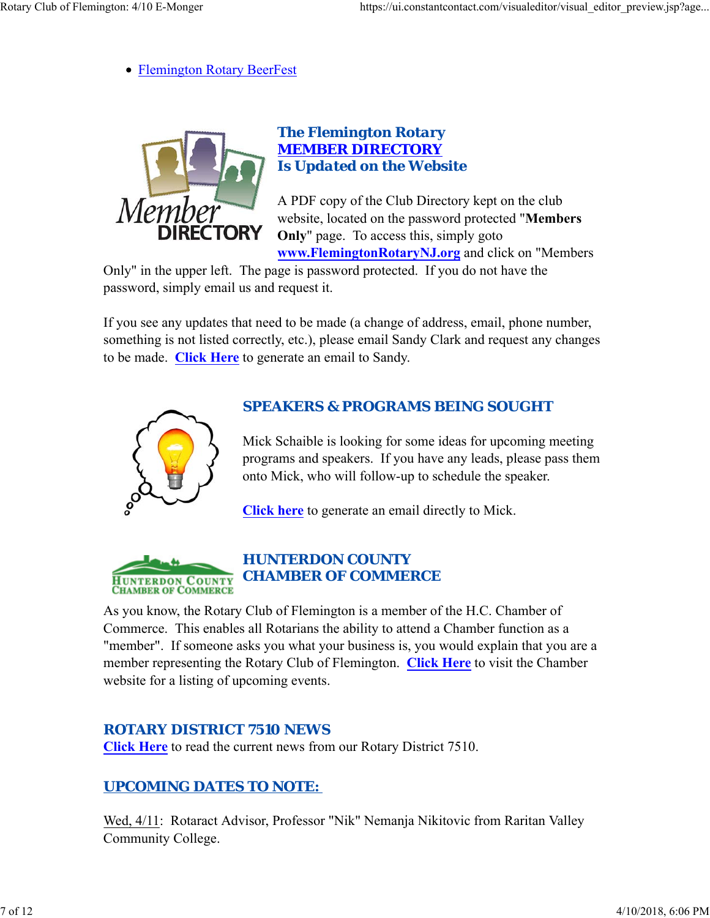- Flemington Rotary BeerFest

## The Flemington Rotary MEMBER DIRECTORY Is Updated on the Website

A PDF copy of the Club Directory kept on the club website, located on the password protected "**Members Only**" page. To access this, simply goto **www.FlemingtonRotaryNJ.org** and click on "Members Only" in the upper left. The page is password protected. If you do not have the password, simply email us and request it.

If you see any updates that need to be made (a change of address, email, phone number, something is not listed correctly, etc.), please email Sandy Clark and request any changes to be made. **Click Here** to generate an email to Sandy.

## SPEAKERS & PROGRAMS BEING SOUGHT

Mick Schaible is looking for some ideas for upcoming meeting programs and speakers. If you have any leads, please pass them onto Mick, who will follow-up to schedule the speaker.

**Click here** to generate an email directly to Mick.

## HUNTERDON COUNTY CHAMBER OF COMMERCE

As you know, the Rotary Club of Flemington is a member of the H.C. Chamber of Commerce. This enables all Rotarians the ability to attend a Chamber function as a "member". If someone asks you what your business is, you would explain that you are a member representing the Rotary Club of Flemington. **Click Here** to visit the Chamber website for a listing of upcoming events.

## ROTARY DISTRICT 7510 NEWS

**Click Here** to read the current news from our Rotary District 7510.

## UPCOMING DATES TO NOTE:

Wed, 4/11: Rotaract Advisor, Professor "Nik" Nemanja Nikitovic from Raritan Valley Community College.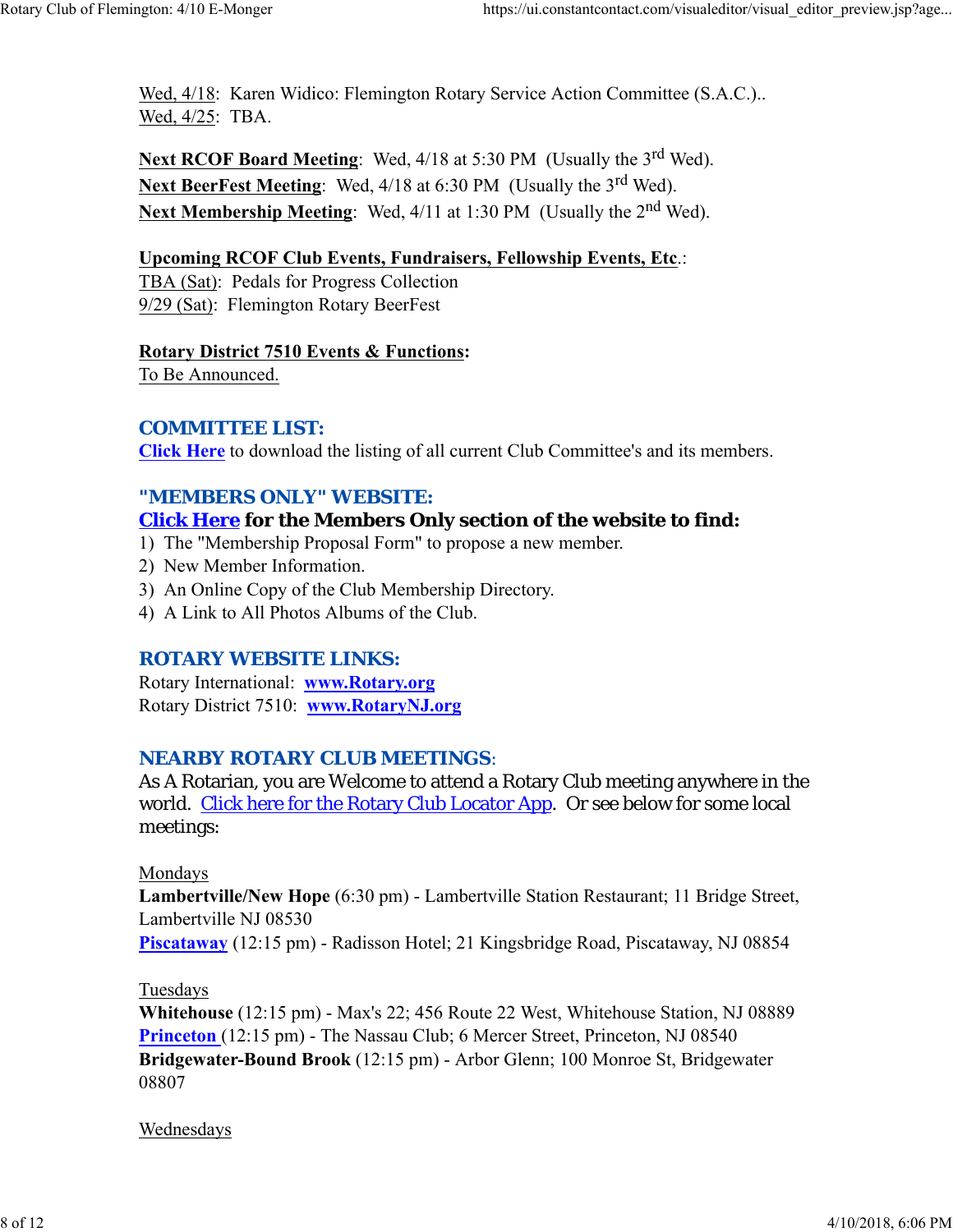Wed, 4/18: Karen Widico: Flemington Rotary Service Action Committee (S.A.C.)..
Wed, 4/25: TBA.

**Next RCOF Board Meeting**: Wed, 4/18 at 5:30 PM (Usually the 3rd Wed).
**Next BeerFest Meeting**: Wed, 4/18 at 6:30 PM (Usually the 3rd Wed).
**Next Membership Meeting**: Wed, 4/11 at 1:30 PM (Usually the 2nd Wed).

**Upcoming RCOF Club Events, Fundraisers, Fellowship Events, Etc.**:
TBA (Sat): Pedals for Progress Collection
9/29 (Sat): Flemington Rotary BeerFest

**Rotary District 7510 Events & Functions:**
To Be Announced.

## COMMITTEE LIST:

**Click Here** to download the listing of all current Club Committee's and its members.

## "MEMBERS ONLY" WEBSITE:

### Click Here for the Members Only section of the website to find:

1) The "Membership Proposal Form" to propose a new member.
2) New Member Information.
3) An Online Copy of the Club Membership Directory.
4) A Link to All Photos Albums of the Club.

## ROTARY WEBSITE LINKS:

Rotary International: **www.Rotary.org**
Rotary District 7510: **www.RotaryNJ.org**

## NEARBY ROTARY CLUB MEETINGS:

As A Rotarian, you are Welcome to attend a Rotary Club meeting anywhere in the world. Click here for the Rotary Club Locator App. Or see below for some local meetings:

Mondays
**Lambertville/New Hope** (6:30 pm) - Lambertville Station Restaurant; 11 Bridge Street, Lambertville NJ 08530
**Piscataway** (12:15 pm) - Radisson Hotel; 21 Kingsbridge Road, Piscataway, NJ 08854

Tuesdays
**Whitehouse** (12:15 pm) - Max's 22; 456 Route 22 West, Whitehouse Station, NJ 08889
**Princeton** (12:15 pm) - The Nassau Club; 6 Mercer Street, Princeton, NJ 08540
**Bridgewater-Bound Brook** (12:15 pm) - Arbor Glenn; 100 Monroe St, Bridgewater 08807

Wednesdays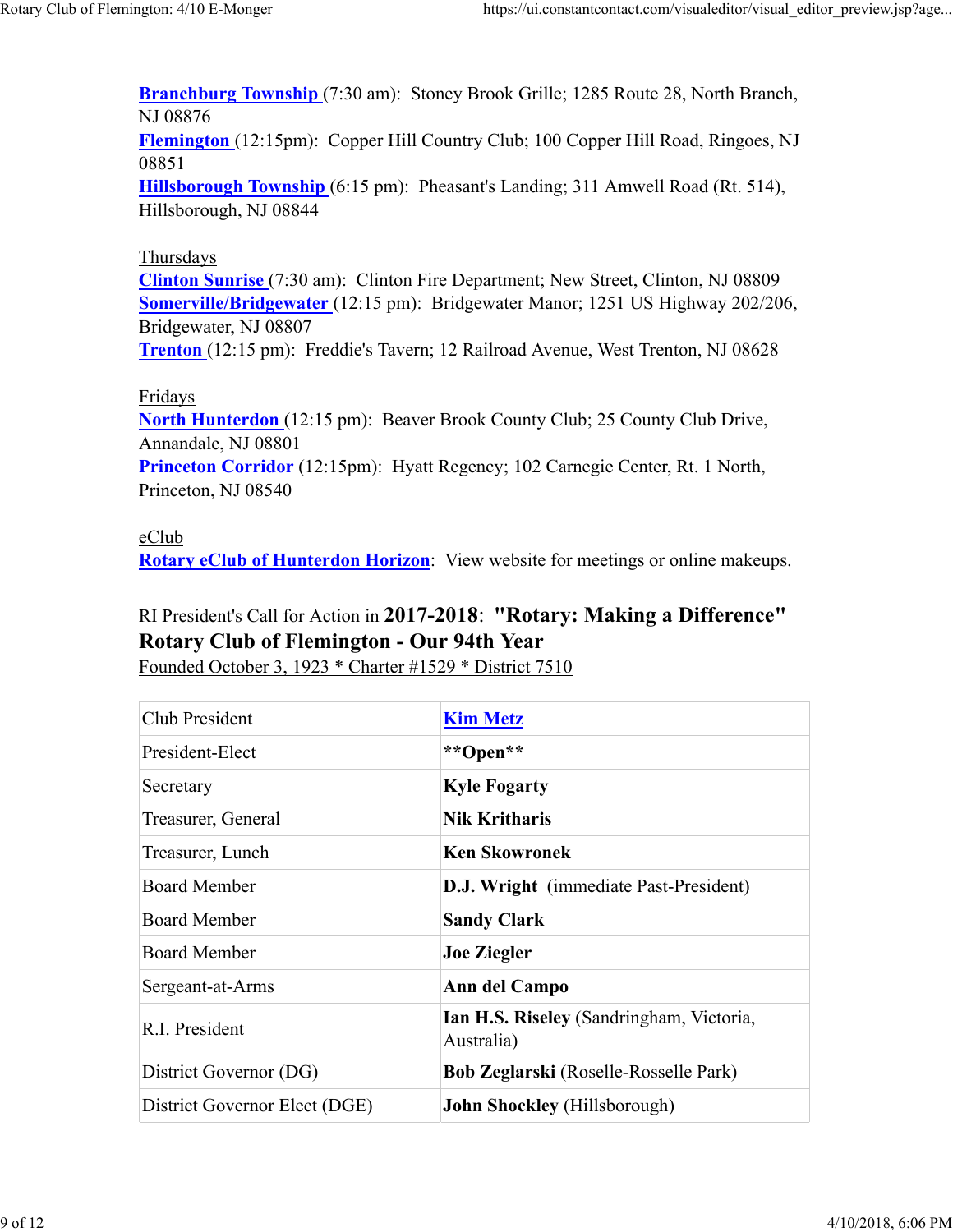**Branchburg Township** (7:30 am): Stoney Brook Grille; 1285 Route 28, North Branch, NJ 08876
**Flemington** (12:15pm): Copper Hill Country Club; 100 Copper Hill Road, Ringoes, NJ 08851
**Hillsborough Township** (6:15 pm): Pheasant's Landing; 311 Amwell Road (Rt. 514), Hillsborough, NJ 08844

Thursdays
**Clinton Sunrise** (7:30 am): Clinton Fire Department; New Street, Clinton, NJ 08809
**Somerville/Bridgewater** (12:15 pm): Bridgewater Manor; 1251 US Highway 202/206, Bridgewater, NJ 08807
**Trenton** (12:15 pm): Freddie's Tavern; 12 Railroad Avenue, West Trenton, NJ 08628

Fridays
**North Hunterdon** (12:15 pm): Beaver Brook County Club; 25 County Club Drive, Annandale, NJ 08801
**Princeton Corridor** (12:15pm): Hyatt Regency; 102 Carnegie Center, Rt. 1 North, Princeton, NJ 08540

eClub
**Rotary eClub of Hunterdon Horizon**: View website for meetings or online makeups.

RI President's Call for Action in **2017-2018**: **"Rotary: Making a Difference"**
**Rotary Club of Flemington - Our 94th Year**
Founded October 3, 1923 * Charter #1529 * District 7510

| | |
|---|---|
| Club President | **Kim Metz** |
| President-Elect | **\*\*Open\*\*** |
| Secretary | **Kyle Fogarty** |
| Treasurer, General | **Nik Kritharis** |
| Treasurer, Lunch | **Ken Skowronek** |
| Board Member | **D.J. Wright** (immediate Past-President) |
| Board Member | **Sandy Clark** |
| Board Member | **Joe Ziegler** |
| Sergeant-at-Arms | **Ann del Campo** |
| R.I. President | **Ian H.S. Riseley** (Sandringham, Victoria, Australia) |
| District Governor (DG) | **Bob Zeglarski** (Roselle-Rosselle Park) |
| District Governor Elect (DGE) | **John Shockley** (Hillsborough) |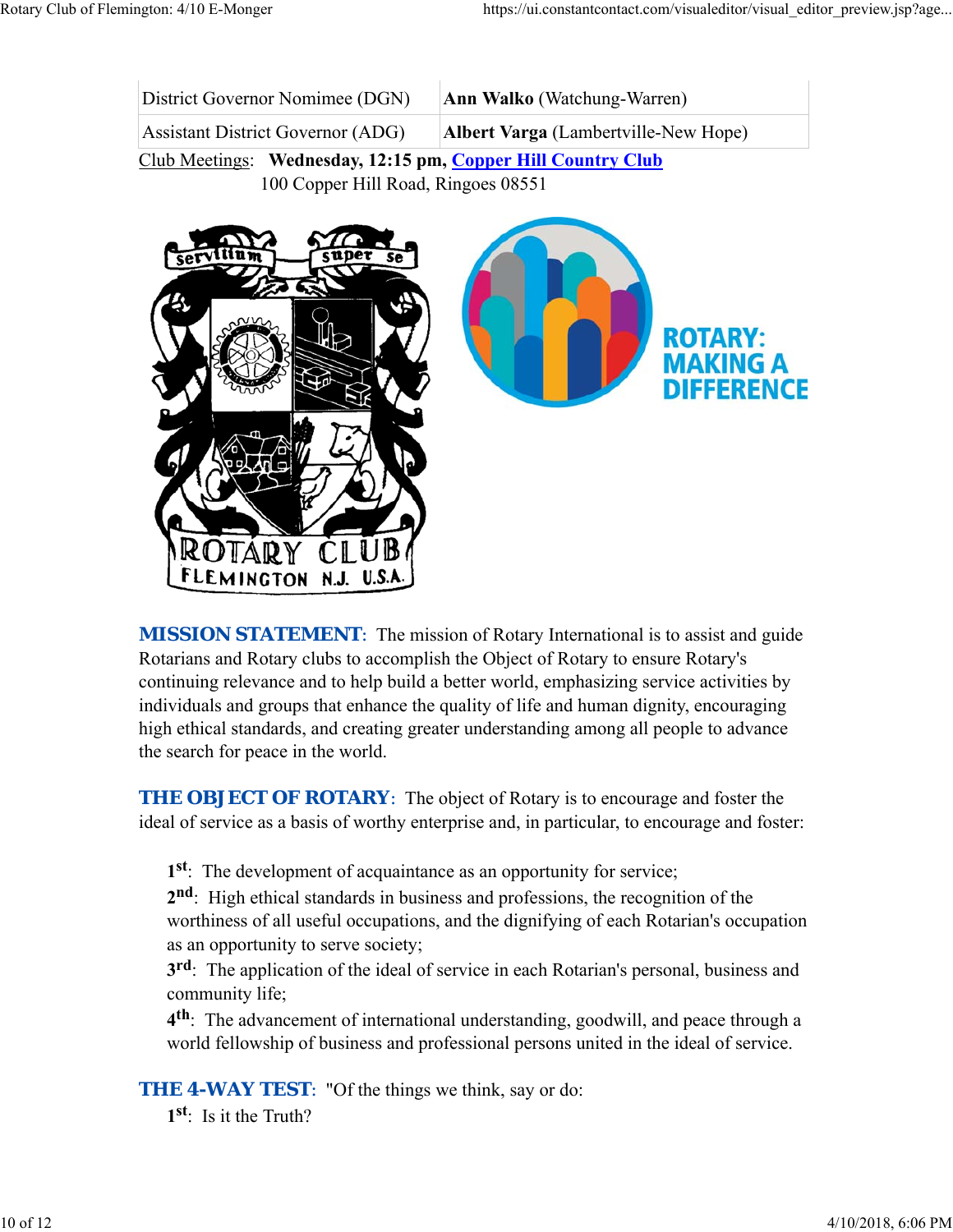| | |
|---|---|
| District Governor Nominee (DGN) | **Ann Walko** (Watchung-Warren) |
| Assistant District Governor (ADG) | **Albert Varga** (Lambertville-New Hope) |

Club Meetings: **Wednesday, 12:15 pm, Copper Hill Country Club**
100 Copper Hill Road, Ringoes 08551

**MISSION STATEMENT**: The mission of Rotary International is to assist and guide Rotarians and Rotary clubs to accomplish the Object of Rotary to ensure Rotary's continuing relevance and to help build a better world, emphasizing service activities by individuals and groups that enhance the quality of life and human dignity, encouraging high ethical standards, and creating greater understanding among all people to advance the search for peace in the world.

**THE OBJECT OF ROTARY**: The object of Rotary is to encourage and foster the ideal of service as a basis of worthy enterprise and, in particular, to encourage and foster:

**1st**: The development of acquaintance as an opportunity for service;
**2nd**: High ethical standards in business and professions, the recognition of the worthiness of all useful occupations, and the dignifying of each Rotarian's occupation as an opportunity to serve society;
**3rd**: The application of the ideal of service in each Rotarian's personal, business and community life;
**4th**: The advancement of international understanding, goodwill, and peace through a world fellowship of business and professional persons united in the ideal of service.

**THE 4-WAY TEST**: "Of the things we think, say or do:
**1st**: Is it the Truth?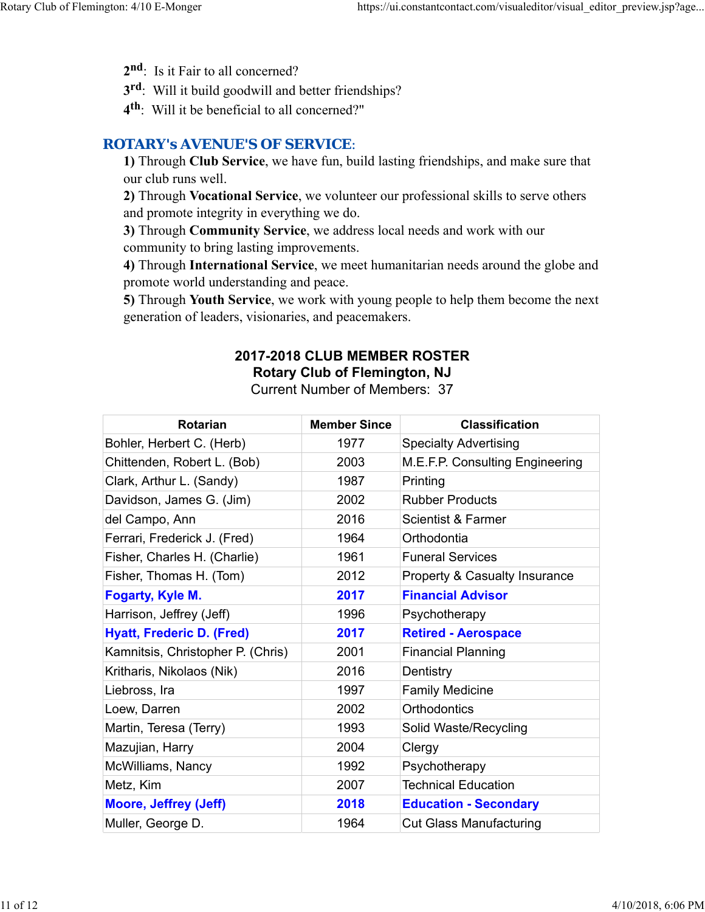2nd: Is it Fair to all concerned?
3rd: Will it build goodwill and better friendships?
4th: Will it be beneficial to all concerned?"

## ROTARY's AVENUE'S OF SERVICE:

**1)** Through **Club Service**, we have fun, build lasting friendships, and make sure that our club runs well.
**2)** Through **Vocational Service**, we volunteer our professional skills to serve others and promote integrity in everything we do.
**3)** Through **Community Service**, we address local needs and work with our community to bring lasting improvements.
**4)** Through **International Service**, we meet humanitarian needs around the globe and promote world understanding and peace.
**5)** Through **Youth Service**, we work with young people to help them become the next generation of leaders, visionaries, and peacemakers.

**2017-2018 CLUB MEMBER ROSTER**
**Rotary Club of Flemington, NJ**
Current Number of Members: 37

| Rotarian | Member Since | Classification |
|---|---|---|
| Bohler, Herbert C. (Herb) | 1977 | Specialty Advertising |
| Chittenden, Robert L. (Bob) | 2003 | M.E.F.P. Consulting Engineering |
| Clark, Arthur L. (Sandy) | 1987 | Printing |
| Davidson, James G. (Jim) | 2002 | Rubber Products |
| del Campo, Ann | 2016 | Scientist & Farmer |
| Ferrari, Frederick J. (Fred) | 1964 | Orthodontia |
| Fisher, Charles H. (Charlie) | 1961 | Funeral Services |
| Fisher, Thomas H. (Tom) | 2012 | Property & Casualty Insurance |
| **Fogarty, Kyle M.** | **2017** | **Financial Advisor** |
| Harrison, Jeffrey (Jeff) | 1996 | Psychotherapy |
| **Hyatt, Frederic D. (Fred)** | **2017** | **Retired - Aerospace** |
| Kamnitsis, Christopher P. (Chris) | 2001 | Financial Planning |
| Kritharis, Nikolaos (Nik) | 2016 | Dentistry |
| Liebross, Ira | 1997 | Family Medicine |
| Loew, Darren | 2002 | Orthodontics |
| Martin, Teresa (Terry) | 1993 | Solid Waste/Recycling |
| Mazujian, Harry | 2004 | Clergy |
| McWilliams, Nancy | 1992 | Psychotherapy |
| Metz, Kim | 2007 | Technical Education |
| **Moore, Jeffrey (Jeff)** | **2018** | **Education - Secondary** |
| Muller, George D. | 1964 | Cut Glass Manufacturing |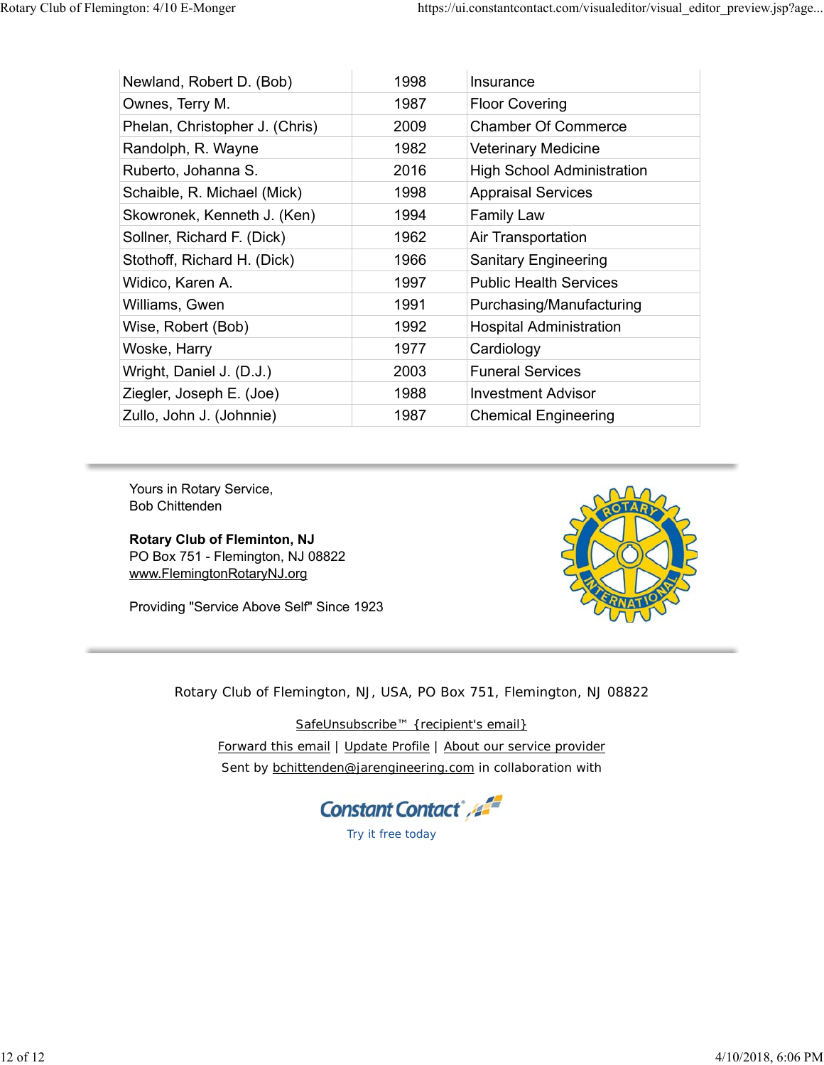| | | |
|---|---|---|
| Newland, Robert D. (Bob) | 1998 | Insurance |
| Ownes, Terry M. | 1987 | Floor Covering |
| Phelan, Christopher J. (Chris) | 2009 | Chamber Of Commerce |
| Randolph, R. Wayne | 1982 | Veterinary Medicine |
| Ruberto, Johanna S. | 2016 | High School Administration |
| Schaible, R. Michael (Mick) | 1998 | Appraisal Services |
| Skowronek, Kenneth J. (Ken) | 1994 | Family Law |
| Sollner, Richard F. (Dick) | 1962 | Air Transportation |
| Stothoff, Richard H. (Dick) | 1966 | Sanitary Engineering |
| Widico, Karen A. | 1997 | Public Health Services |
| Williams, Gwen | 1991 | Purchasing/Manufacturing |
| Wise, Robert (Bob) | 1992 | Hospital Administration |
| Woske, Harry | 1977 | Cardiology |
| Wright, Daniel J. (D.J.) | 2003 | Funeral Services |
| Ziegler, Joseph E. (Joe) | 1988 | Investment Advisor |
| Zullo, John J. (Johnnie) | 1987 | Chemical Engineering |

Yours in Rotary Service,
Bob Chittenden

**Rotary Club of Fleminton, NJ**
PO Box 751 - Flemington, NJ 08822
www.FlemingtonRotaryNJ.org

Providing "Service Above Self" Since 1923

Rotary Club of Flemington, NJ, USA, PO Box 751, Flemington, NJ 08822

SafeUnsubscribe™ {recipient's email}

Forward this email | Update Profile | About our service provider

Sent by bchittenden@jarengineering.com in collaboration with

Constant Contact

Try it free today